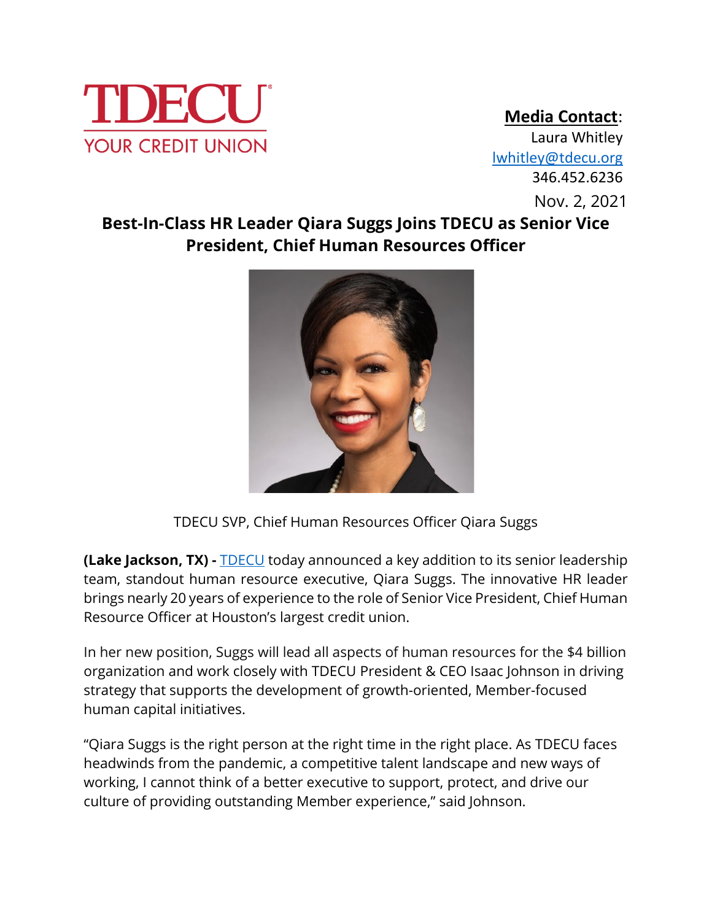TDECU
YOUR CREDIT UNION

**Media Contact**:
Laura Whitley
lwhitley@tdecu.org
346.452.6236

Nov. 2, 2021

# Best-In-Class HR Leader Qiara Suggs Joins TDECU as Senior Vice President, Chief Human Resources Officer

TDECU SVP, Chief Human Resources Officer Qiara Suggs

**(Lake Jackson, TX) -** TDECU today announced a key addition to its senior leadership team, standout human resource executive, Qiara Suggs. The innovative HR leader brings nearly 20 years of experience to the role of Senior Vice President, Chief Human Resource Officer at Houston's largest credit union.

In her new position, Suggs will lead all aspects of human resources for the $4 billion organization and work closely with TDECU President & CEO Isaac Johnson in driving strategy that supports the development of growth-oriented, Member-focused human capital initiatives.

"Qiara Suggs is the right person at the right time in the right place. As TDECU faces headwinds from the pandemic, a competitive talent landscape and new ways of working, I cannot think of a better executive to support, protect, and drive our culture of providing outstanding Member experience," said Johnson.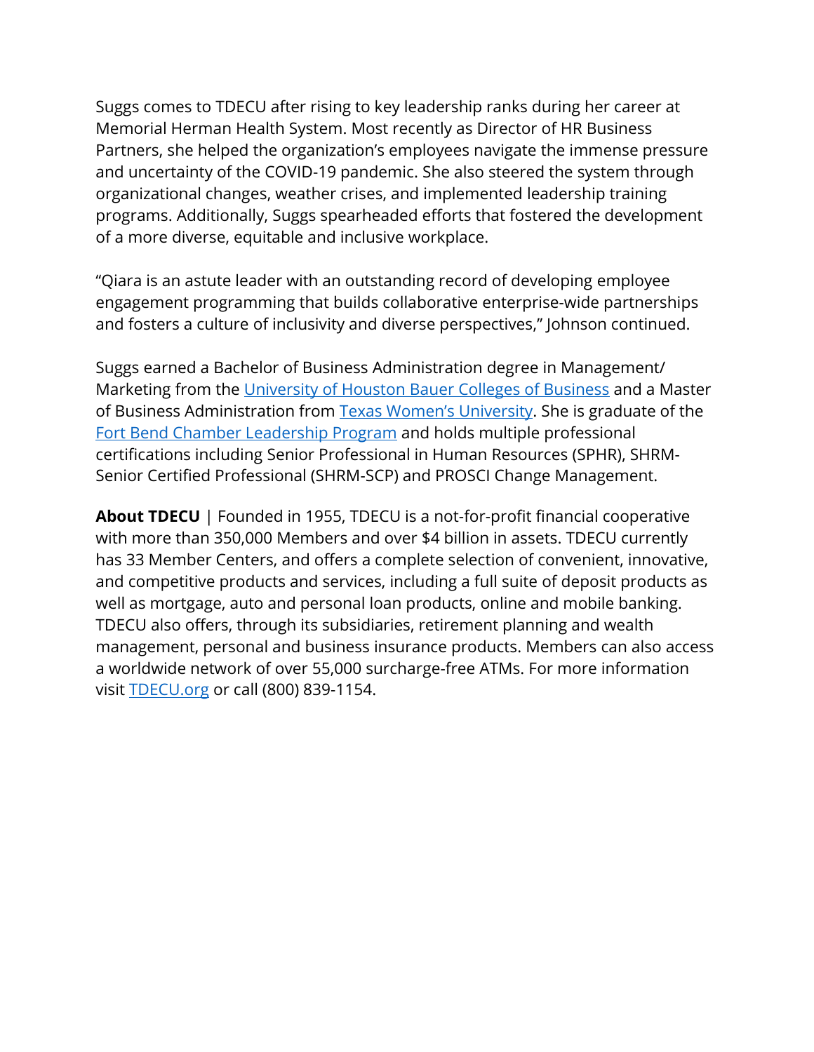Suggs comes to TDECU after rising to key leadership ranks during her career at Memorial Herman Health System. Most recently as Director of HR Business Partners, she helped the organization's employees navigate the immense pressure and uncertainty of the COVID-19 pandemic. She also steered the system through organizational changes, weather crises, and implemented leadership training programs. Additionally, Suggs spearheaded efforts that fostered the development of a more diverse, equitable and inclusive workplace.

"Qiara is an astute leader with an outstanding record of developing employee engagement programming that builds collaborative enterprise-wide partnerships and fosters a culture of inclusivity and diverse perspectives," Johnson continued.

Suggs earned a Bachelor of Business Administration degree in Management/ Marketing from the University of Houston Bauer Colleges of Business and a Master of Business Administration from Texas Women's University. She is graduate of the Fort Bend Chamber Leadership Program and holds multiple professional certifications including Senior Professional in Human Resources (SPHR), SHRM-Senior Certified Professional (SHRM-SCP) and PROSCI Change Management.

**About TDECU** | Founded in 1955, TDECU is a not-for-profit financial cooperative with more than 350,000 Members and over $4 billion in assets. TDECU currently has 33 Member Centers, and offers a complete selection of convenient, innovative, and competitive products and services, including a full suite of deposit products as well as mortgage, auto and personal loan products, online and mobile banking. TDECU also offers, through its subsidiaries, retirement planning and wealth management, personal and business insurance products. Members can also access a worldwide network of over 55,000 surcharge-free ATMs. For more information visit TDECU.org or call (800) 839-1154.